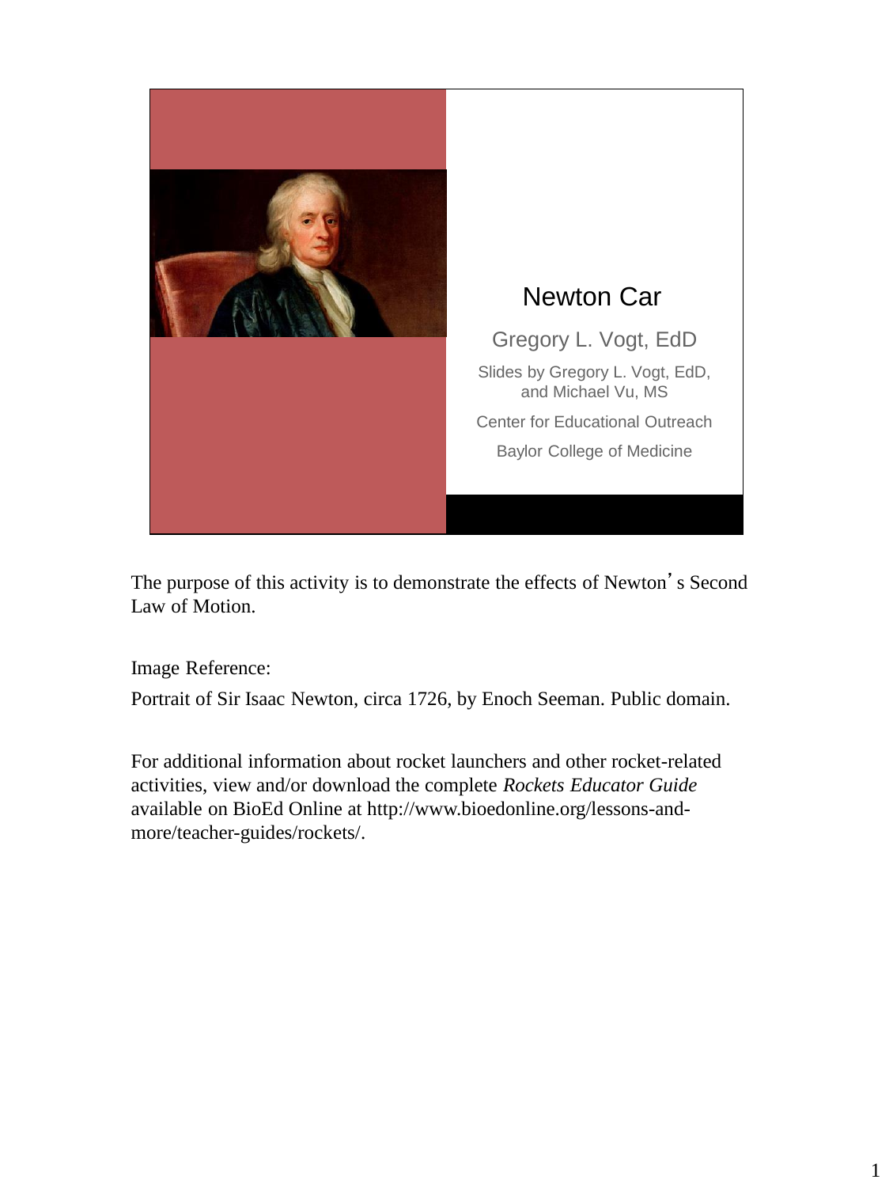# Newton Car

Gregory L. Vogt, EdD

Slides by Gregory L. Vogt, EdD, and Michael Vu, MS

Center for Educational Outreach

Baylor College of Medicine

The purpose of this activity is to demonstrate the effects of Newton's Second Law of Motion.

Image Reference:

Portrait of Sir Isaac Newton, circa 1726, by Enoch Seeman. Public domain.

For additional information about rocket launchers and other rocket-related activities, view and/or download the complete *Rockets Educator Guide* available on BioEd Online at http://www.bioedonline.org/lessons-and-more/teacher-guides/rockets/.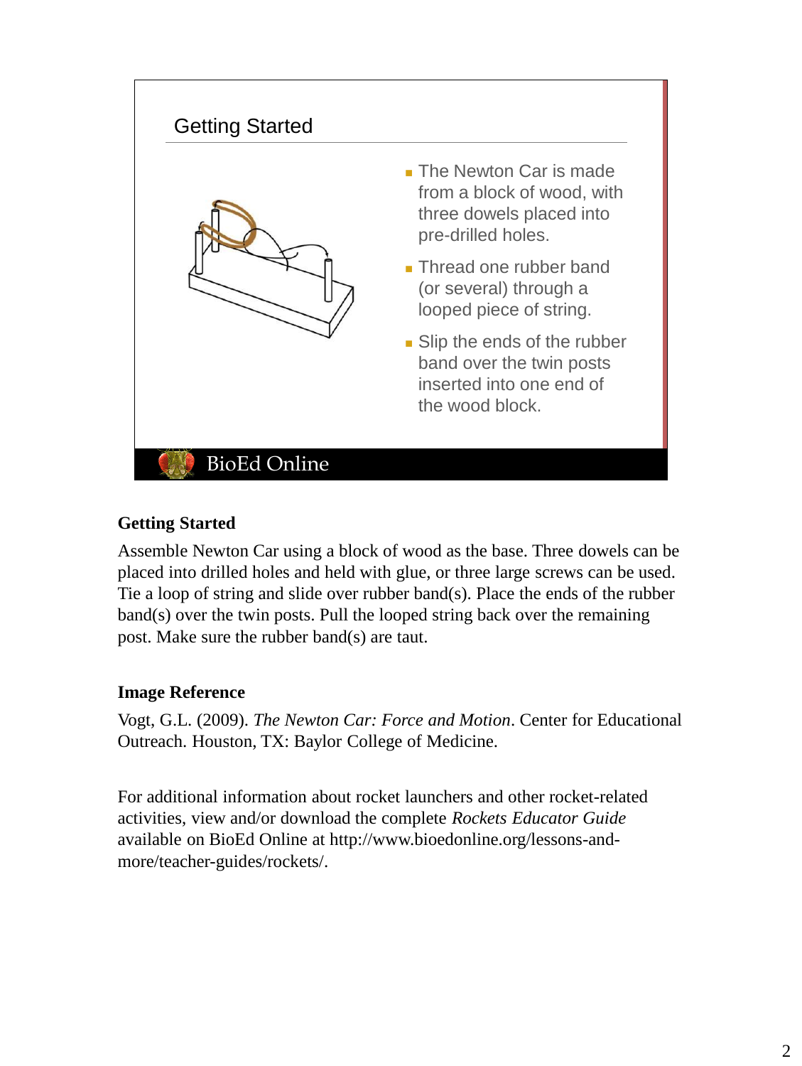## Getting Started

- The Newton Car is made from a block of wood, with three dowels placed into pre-drilled holes.
- Thread one rubber band (or several) through a looped piece of string.
- Slip the ends of the rubber band over the twin posts inserted into one end of the wood block.

BioEd Online

**Getting Started**

Assemble Newton Car using a block of wood as the base. Three dowels can be placed into drilled holes and held with glue, or three large screws can be used. Tie a loop of string and slide over rubber band(s). Place the ends of the rubber band(s) over the twin posts. Pull the looped string back over the remaining post. Make sure the rubber band(s) are taut.

**Image Reference**

Vogt, G.L. (2009). *The Newton Car: Force and Motion*. Center for Educational Outreach. Houston, TX: Baylor College of Medicine.

For additional information about rocket launchers and other rocket-related activities, view and/or download the complete *Rockets Educator Guide* available on BioEd Online at http://www.bioedonline.org/lessons-and-more/teacher-guides/rockets/.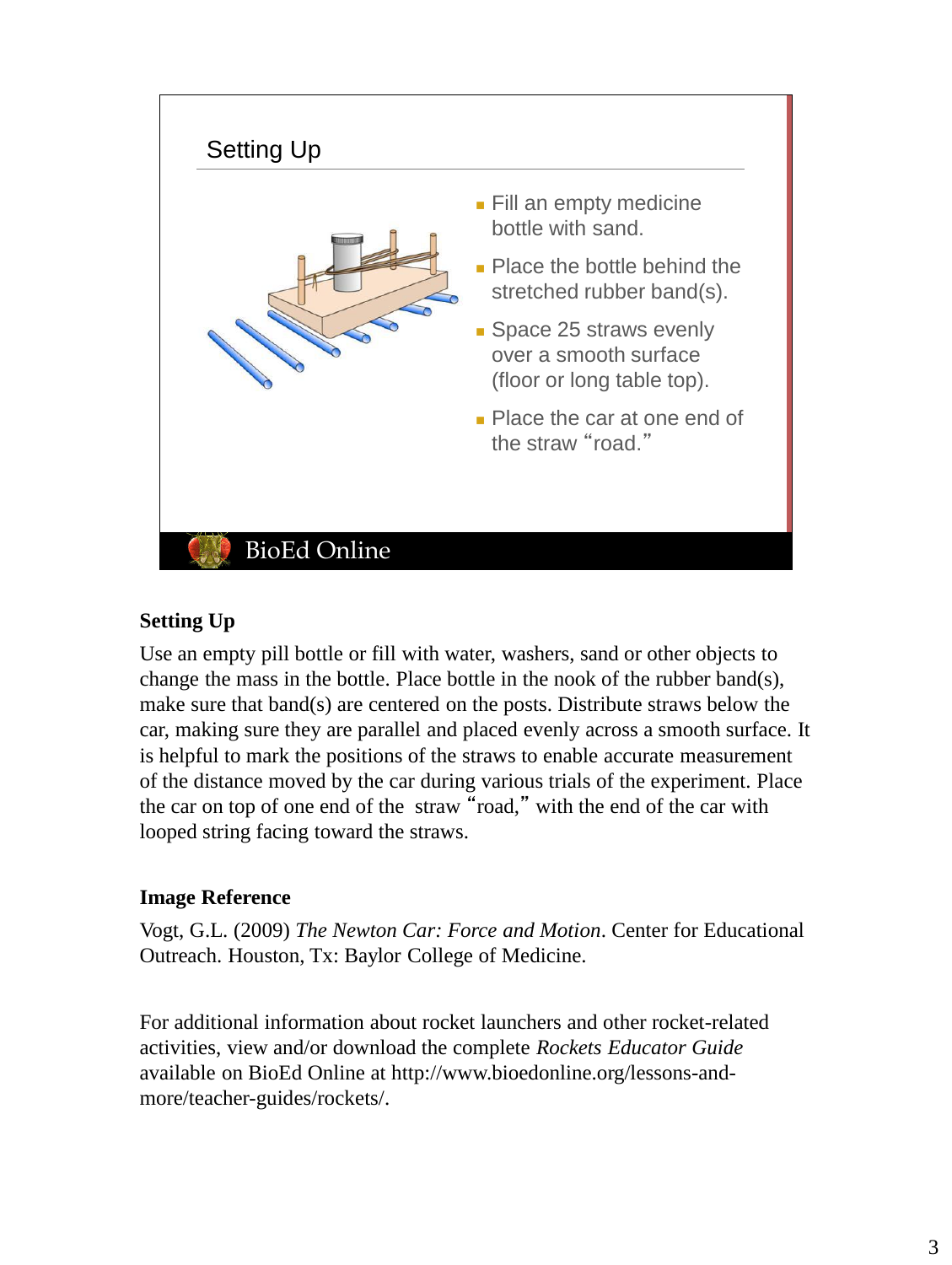## Setting Up

- Fill an empty medicine bottle with sand.
- Place the bottle behind the stretched rubber band(s).
- Space 25 straws evenly over a smooth surface (floor or long table top).
- Place the car at one end of the straw "road."

BioEd Online

**Setting Up**

Use an empty pill bottle or fill with water, washers, sand or other objects to change the mass in the bottle. Place bottle in the nook of the rubber band(s), make sure that band(s) are centered on the posts. Distribute straws below the car, making sure they are parallel and placed evenly across a smooth surface. It is helpful to mark the positions of the straws to enable accurate measurement of the distance moved by the car during various trials of the experiment. Place the car on top of one end of the straw "road," with the end of the car with looped string facing toward the straws.

**Image Reference**

Vogt, G.L. (2009) *The Newton Car: Force and Motion*. Center for Educational Outreach. Houston, Tx: Baylor College of Medicine.

For additional information about rocket launchers and other rocket-related activities, view and/or download the complete *Rockets Educator Guide* available on BioEd Online at http://www.bioedonline.org/lessons-and-more/teacher-guides/rockets/.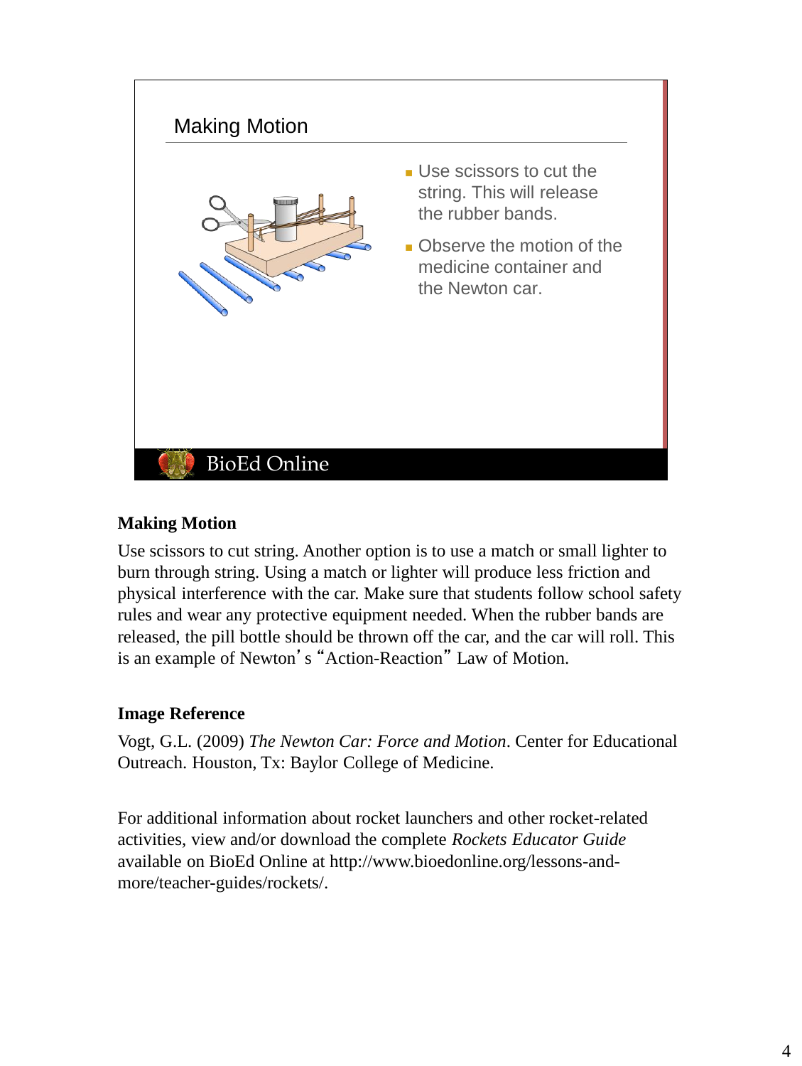## Making Motion

- Use scissors to cut the string. This will release the rubber bands.
- Observe the motion of the medicine container and the Newton car.

BioEd Online

**Making Motion**

Use scissors to cut string. Another option is to use a match or small lighter to burn through string. Using a match or lighter will produce less friction and physical interference with the car. Make sure that students follow school safety rules and wear any protective equipment needed. When the rubber bands are released, the pill bottle should be thrown off the car, and the car will roll. This is an example of Newton's "Action-Reaction" Law of Motion.

**Image Reference**

Vogt, G.L. (2009) *The Newton Car: Force and Motion*. Center for Educational Outreach. Houston, Tx: Baylor College of Medicine.

For additional information about rocket launchers and other rocket-related activities, view and/or download the complete *Rockets Educator Guide* available on BioEd Online at http://www.bioedonline.org/lessons-and-more/teacher-guides/rockets/.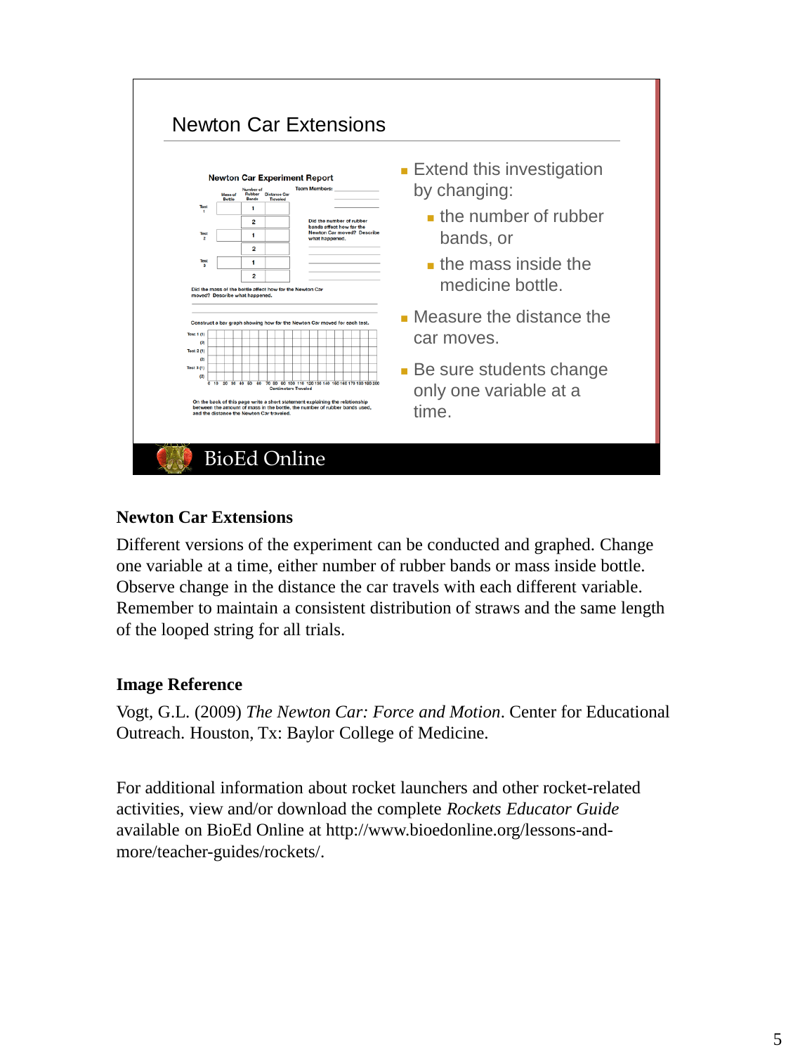## Newton Car Extensions

- Extend this investigation by changing:
  - the number of rubber bands, or
  - the mass inside the medicine bottle.
- Measure the distance the car moves.
- Be sure students change only one variable at a time.

BioEd Online

### Newton Car Extensions

Different versions of the experiment can be conducted and graphed. Change one variable at a time, either number of rubber bands or mass inside bottle. Observe change in the distance the car travels with each different variable. Remember to maintain a consistent distribution of straws and the same length of the looped string for all trials.

### Image Reference

Vogt, G.L. (2009) *The Newton Car: Force and Motion*. Center for Educational Outreach. Houston, Tx: Baylor College of Medicine.

For additional information about rocket launchers and other rocket-related activities, view and/or download the complete *Rockets Educator Guide* available on BioEd Online at http://www.bioedonline.org/lessons-and-more/teacher-guides/rockets/.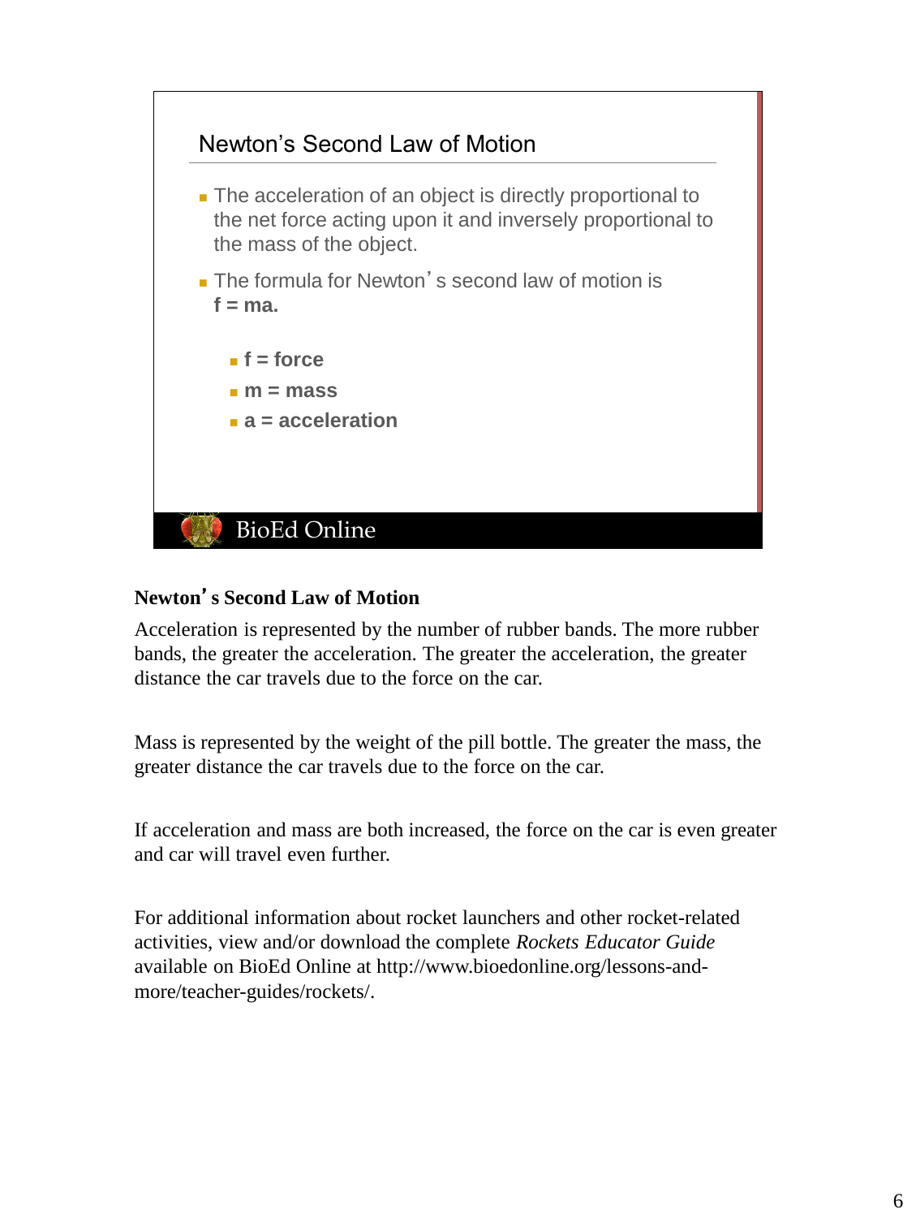## Newton’s Second Law of Motion

- The acceleration of an object is directly proportional to the net force acting upon it and inversely proportional to the mass of the object.
- The formula for Newton’s second law of motion is **f = ma.**
  - **f = force**
  - **m = mass**
  - **a = acceleration**

BioEd Online

**Newton’s Second Law of Motion**

Acceleration is represented by the number of rubber bands. The more rubber bands, the greater the acceleration. The greater the acceleration, the greater distance the car travels due to the force on the car.

Mass is represented by the weight of the pill bottle. The greater the mass, the greater distance the car travels due to the force on the car.

If acceleration and mass are both increased, the force on the car is even greater and car will travel even further.

For additional information about rocket launchers and other rocket-related activities, view and/or download the complete *Rockets Educator Guide* available on BioEd Online at http://www.bioedonline.org/lessons-and-more/teacher-guides/rockets/.